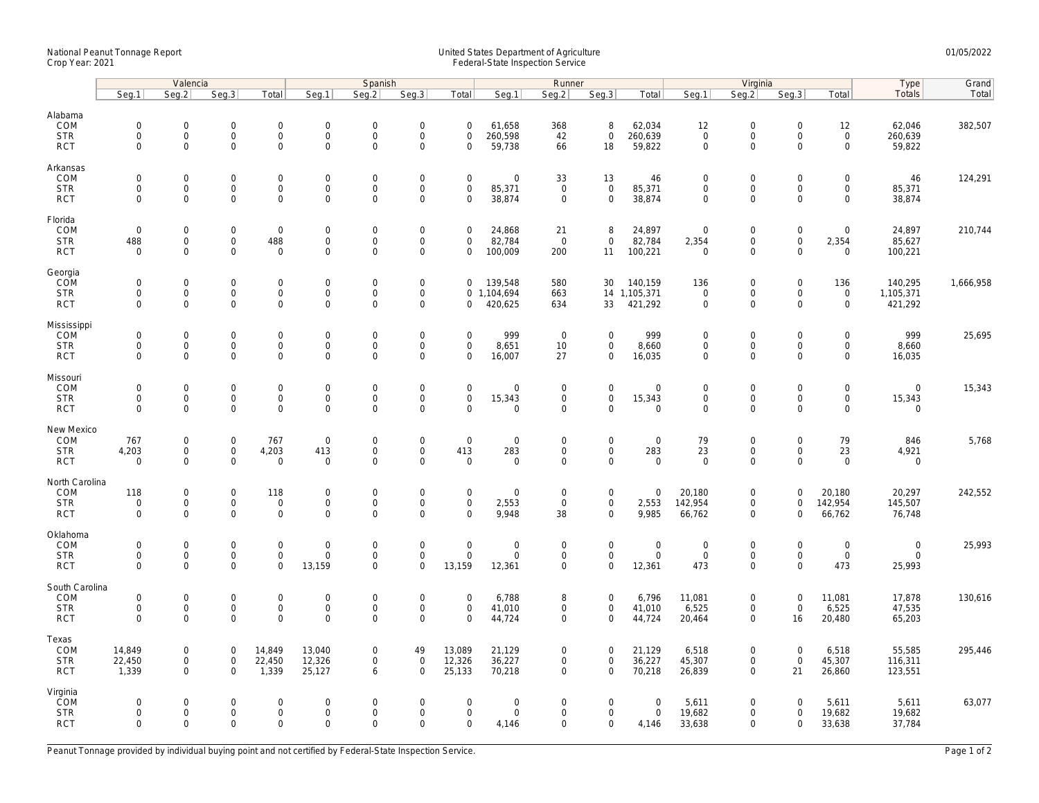National Peanut Tonnage Report
Crop Year: 2021

United States Department of Agriculture
Federal-State Inspection Service

01/05/2022

| | Valencia | | | | Spanish | | | | Runner | | | | Virginia | | | | Type | Grand |
|---|---|---|---|---|---|---|---|---|---|---|---|---|---|---|---|---|---|---|
| | Seg.1 | Seg.2 | Seg.3 | Total | Seg.1 | Seg.2 | Seg.3 | Total | Seg.1 | Seg.2 | Seg.3 | Total | Seg.1 | Seg.2 | Seg.3 | Total | Totals | Total |
| **Alabama** | | | | | | | | | | | | | | | | | | |
| COM | 0 | 0 | 0 | 0 | 0 | 0 | 0 | 0 | 61,658 | 368 | 8 | 62,034 | 12 | 0 | 0 | 12 | 62,046 | 382,507 |
| STR | 0 | 0 | 0 | 0 | 0 | 0 | 0 | 0 | 260,598 | 42 | 0 | 260,639 | 0 | 0 | 0 | 0 | 260,639 | |
| RCT | 0 | 0 | 0 | 0 | 0 | 0 | 0 | 0 | 59,738 | 66 | 18 | 59,822 | 0 | 0 | 0 | 0 | 59,822 | |
| **Arkansas** | | | | | | | | | | | | | | | | | | |
| COM | 0 | 0 | 0 | 0 | 0 | 0 | 0 | 0 | 0 | 33 | 13 | 46 | 0 | 0 | 0 | 0 | 46 | 124,291 |
| STR | 0 | 0 | 0 | 0 | 0 | 0 | 0 | 0 | 85,371 | 0 | 0 | 85,371 | 0 | 0 | 0 | 0 | 85,371 | |
| RCT | 0 | 0 | 0 | 0 | 0 | 0 | 0 | 0 | 38,874 | 0 | 0 | 38,874 | 0 | 0 | 0 | 0 | 38,874 | |
| **Florida** | | | | | | | | | | | | | | | | | | |
| COM | 0 | 0 | 0 | 0 | 0 | 0 | 0 | 0 | 24,868 | 21 | 8 | 24,897 | 0 | 0 | 0 | 0 | 24,897 | 210,744 |
| STR | 488 | 0 | 0 | 488 | 0 | 0 | 0 | 0 | 82,784 | 0 | 0 | 82,784 | 2,354 | 0 | 0 | 2,354 | 85,627 | |
| RCT | 0 | 0 | 0 | 0 | 0 | 0 | 0 | 0 | 100,009 | 200 | 11 | 100,221 | 0 | 0 | 0 | 0 | 100,221 | |
| **Georgia** | | | | | | | | | | | | | | | | | | |
| COM | 0 | 0 | 0 | 0 | 0 | 0 | 0 | 0 | 139,548 | 580 | 30 | 140,159 | 136 | 0 | 0 | 136 | 140,295 | 1,666,958 |
| STR | 0 | 0 | 0 | 0 | 0 | 0 | 0 | 0 | 1,104,694 | 663 | 14 | 1,105,371 | 0 | 0 | 0 | 0 | 1,105,371 | |
| RCT | 0 | 0 | 0 | 0 | 0 | 0 | 0 | 0 | 420,625 | 634 | 33 | 421,292 | 0 | 0 | 0 | 0 | 421,292 | |
| **Mississippi** | | | | | | | | | | | | | | | | | | |
| COM | 0 | 0 | 0 | 0 | 0 | 0 | 0 | 0 | 999 | 0 | 0 | 999 | 0 | 0 | 0 | 0 | 999 | 25,695 |
| STR | 0 | 0 | 0 | 0 | 0 | 0 | 0 | 0 | 8,651 | 10 | 0 | 8,660 | 0 | 0 | 0 | 0 | 8,660 | |
| RCT | 0 | 0 | 0 | 0 | 0 | 0 | 0 | 0 | 16,007 | 27 | 0 | 16,035 | 0 | 0 | 0 | 0 | 16,035 | |
| **Missouri** | | | | | | | | | | | | | | | | | | |
| COM | 0 | 0 | 0 | 0 | 0 | 0 | 0 | 0 | 0 | 0 | 0 | 0 | 0 | 0 | 0 | 0 | 0 | 15,343 |
| STR | 0 | 0 | 0 | 0 | 0 | 0 | 0 | 0 | 15,343 | 0 | 0 | 15,343 | 0 | 0 | 0 | 0 | 15,343 | |
| RCT | 0 | 0 | 0 | 0 | 0 | 0 | 0 | 0 | 0 | 0 | 0 | 0 | 0 | 0 | 0 | 0 | 0 | |
| **New Mexico** | | | | | | | | | | | | | | | | | | |
| COM | 767 | 0 | 0 | 767 | 0 | 0 | 0 | 0 | 0 | 0 | 0 | 0 | 79 | 0 | 0 | 79 | 846 | 5,768 |
| STR | 4,203 | 0 | 0 | 4,203 | 413 | 0 | 0 | 413 | 283 | 0 | 0 | 283 | 23 | 0 | 0 | 23 | 4,921 | |
| RCT | 0 | 0 | 0 | 0 | 0 | 0 | 0 | 0 | 0 | 0 | 0 | 0 | 0 | 0 | 0 | 0 | 0 | |
| **North Carolina** | | | | | | | | | | | | | | | | | | |
| COM | 118 | 0 | 0 | 118 | 0 | 0 | 0 | 0 | 0 | 0 | 0 | 0 | 20,180 | 0 | 0 | 20,180 | 20,297 | 242,552 |
| STR | 0 | 0 | 0 | 0 | 0 | 0 | 0 | 0 | 2,553 | 0 | 0 | 2,553 | 142,954 | 0 | 0 | 142,954 | 145,507 | |
| RCT | 0 | 0 | 0 | 0 | 0 | 0 | 0 | 0 | 9,948 | 38 | 0 | 9,985 | 66,762 | 0 | 0 | 66,762 | 76,748 | |
| **Oklahoma** | | | | | | | | | | | | | | | | | | |
| COM | 0 | 0 | 0 | 0 | 0 | 0 | 0 | 0 | 0 | 0 | 0 | 0 | 0 | 0 | 0 | 0 | 0 | 25,993 |
| STR | 0 | 0 | 0 | 0 | 0 | 0 | 0 | 0 | 0 | 0 | 0 | 0 | 0 | 0 | 0 | 0 | 0 | |
| RCT | 0 | 0 | 0 | 0 | 13,159 | 0 | 0 | 13,159 | 12,361 | 0 | 0 | 12,361 | 473 | 0 | 0 | 473 | 25,993 | |
| **South Carolina** | | | | | | | | | | | | | | | | | | |
| COM | 0 | 0 | 0 | 0 | 0 | 0 | 0 | 0 | 6,788 | 8 | 0 | 6,796 | 11,081 | 0 | 0 | 11,081 | 17,878 | 130,616 |
| STR | 0 | 0 | 0 | 0 | 0 | 0 | 0 | 0 | 41,010 | 0 | 0 | 41,010 | 6,525 | 0 | 0 | 6,525 | 47,535 | |
| RCT | 0 | 0 | 0 | 0 | 0 | 0 | 0 | 0 | 44,724 | 0 | 0 | 44,724 | 20,464 | 0 | 16 | 20,480 | 65,203 | |
| **Texas** | | | | | | | | | | | | | | | | | | |
| COM | 14,849 | 0 | 0 | 14,849 | 13,040 | 0 | 49 | 13,089 | 21,129 | 0 | 0 | 21,129 | 6,518 | 0 | 0 | 6,518 | 55,585 | 295,446 |
| STR | 22,450 | 0 | 0 | 22,450 | 12,326 | 0 | 0 | 12,326 | 36,227 | 0 | 0 | 36,227 | 45,307 | 0 | 0 | 45,307 | 116,311 | |
| RCT | 1,339 | 0 | 0 | 1,339 | 25,127 | 6 | 0 | 25,133 | 70,218 | 0 | 0 | 70,218 | 26,839 | 0 | 21 | 26,860 | 123,551 | |
| **Virginia** | | | | | | | | | | | | | | | | | | |
| COM | 0 | 0 | 0 | 0 | 0 | 0 | 0 | 0 | 0 | 0 | 0 | 0 | 5,611 | 0 | 0 | 5,611 | 5,611 | 63,077 |
| STR | 0 | 0 | 0 | 0 | 0 | 0 | 0 | 0 | 0 | 0 | 0 | 0 | 19,682 | 0 | 0 | 19,682 | 19,682 | |
| RCT | 0 | 0 | 0 | 0 | 0 | 0 | 0 | 0 | 4,146 | 0 | 0 | 4,146 | 33,638 | 0 | 0 | 33,638 | 37,784 | |

Peanut Tonnage provided by individual buying point and not certified by Federal-State Inspection Service.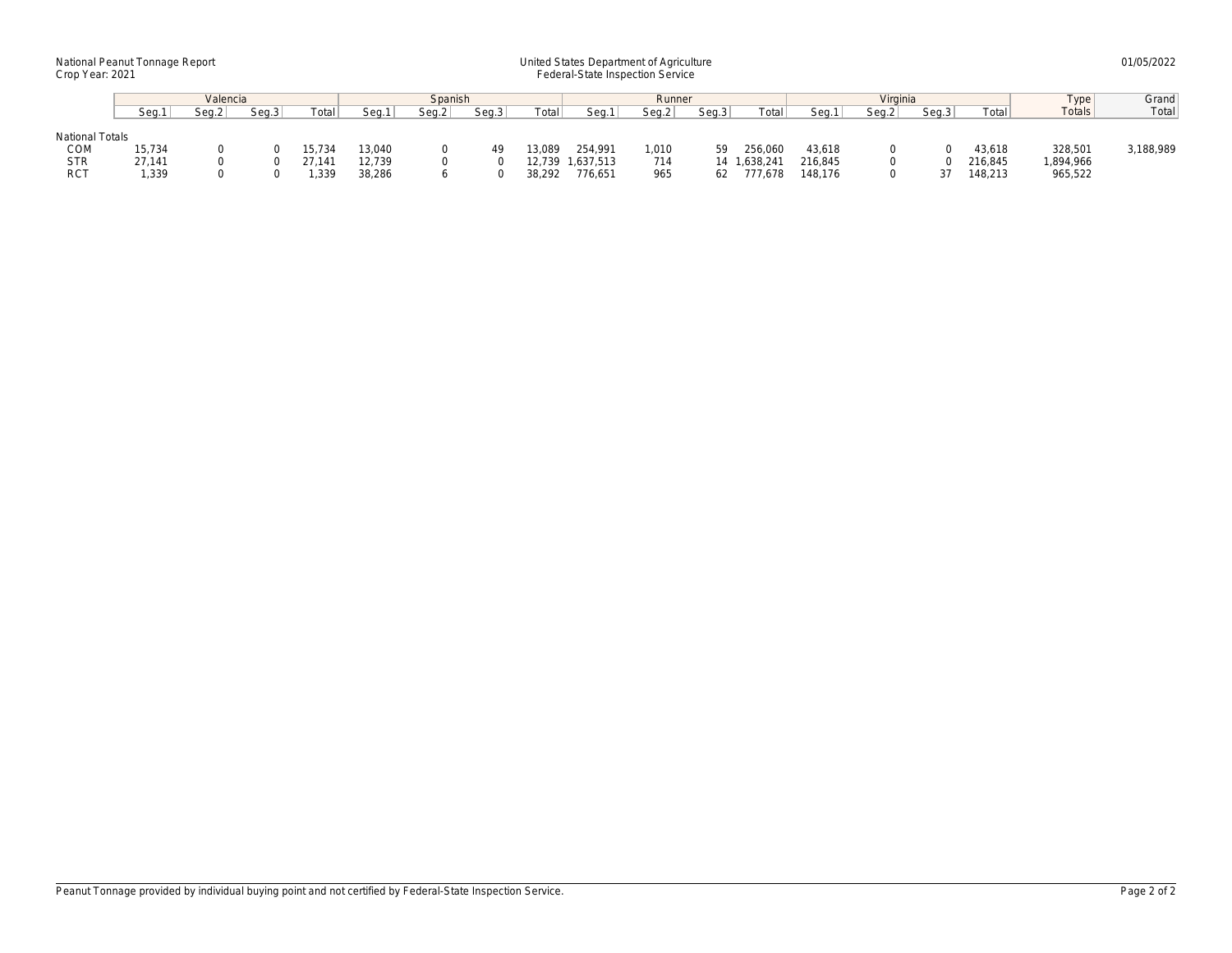National Peanut Tonnage Report
Crop Year: 2021

United States Department of Agriculture
Federal-State Inspection Service

01/05/2022

| | Valencia | | | | Spanish | | | | Runner | | | | Virginia | | | | Type | Grand |
|---|---|---|---|---|---|---|---|---|---|---|---|---|---|---|---|---|---|---|
| | Seg.1 | Seg.2 | Seg.3 | Total | Seg.1 | Seg.2 | Seg.3 | Total | Seg.1 | Seg.2 | Seg.3 | Total | Seg.1 | Seg.2 | Seg.3 | Total | Totals | Total |
| National Totals | | | | | | | | | | | | | | | | | | |
| COM | 15,734 | 0 | 0 | 15,734 | 13,040 | 0 | 49 | 13,089 | 254,991 | 1,010 | 59 | 256,060 | 43,618 | 0 | 0 | 43,618 | 328,501 | 3,188,989 |
| STR | 27,141 | 0 | 0 | 27,141 | 12,739 | 0 | 0 | 12,739 | 1,637,513 | 714 | 14 | 1,638,241 | 216,845 | 0 | 0 | 216,845 | 1,894,966 | |
| RCT | 1,339 | 0 | 0 | 1,339 | 38,286 | 6 | 0 | 38,292 | 776,651 | 965 | 62 | 777,678 | 148,176 | 0 | 37 | 148,213 | 965,522 | |

Peanut Tonnage provided by individual buying point and not certified by Federal-State Inspection Service.